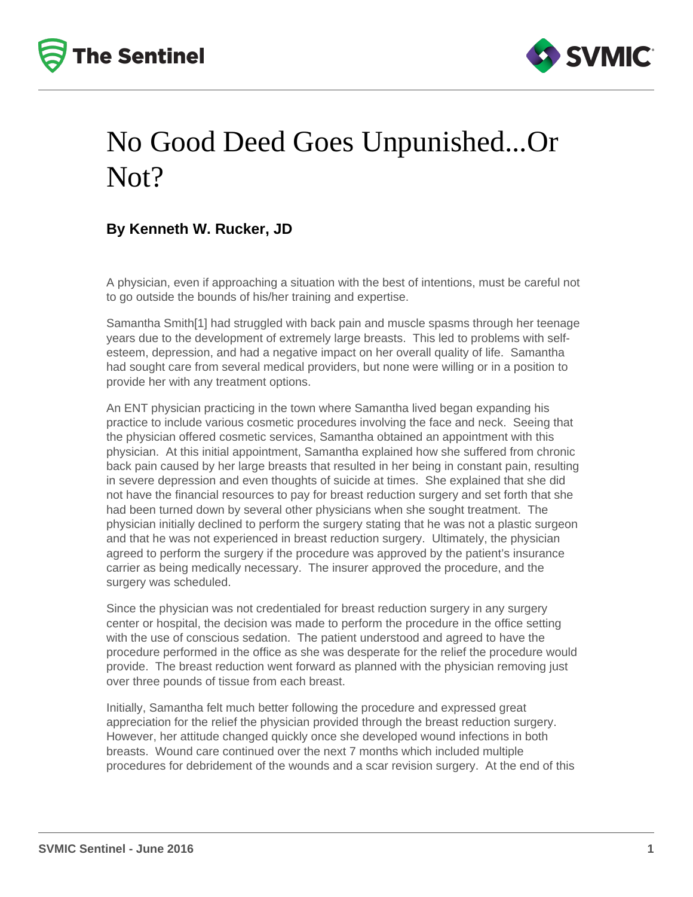# No Good Deed Goes Unpunished...Or Not?

### By Kenneth W. Rucker, JD

A physician, even if approaching a situation with the best of intentions, must be careful not to go outside the bounds of his/her training and expertise.

Samantha Smith[1] had struggled with back pain and muscle spasms through her teenage years due to the development of extremely large breasts. This led to problems with self-esteem, depression, and had a negative impact on her overall quality of life. Samantha had sought care from several medical providers, but none were willing or in a position to provide her with any treatment options.

An ENT physician practicing in the town where Samantha lived began expanding his practice to include various cosmetic procedures involving the face and neck. Seeing that the physician offered cosmetic services, Samantha obtained an appointment with this physician. At this initial appointment, Samantha explained how she suffered from chronic back pain caused by her large breasts that resulted in her being in constant pain, resulting in severe depression and even thoughts of suicide at times. She explained that she did not have the financial resources to pay for breast reduction surgery and set forth that she had been turned down by several other physicians when she sought treatment. The physician initially declined to perform the surgery stating that he was not a plastic surgeon and that he was not experienced in breast reduction surgery. Ultimately, the physician agreed to perform the surgery if the procedure was approved by the patient's insurance carrier as being medically necessary. The insurer approved the procedure, and the surgery was scheduled.

Since the physician was not credentialed for breast reduction surgery in any surgery center or hospital, the decision was made to perform the procedure in the office setting with the use of conscious sedation. The patient understood and agreed to have the procedure performed in the office as she was desperate for the relief the procedure would provide. The breast reduction went forward as planned with the physician removing just over three pounds of tissue from each breast.

Initially, Samantha felt much better following the procedure and expressed great appreciation for the relief the physician provided through the breast reduction surgery. However, her attitude changed quickly once she developed wound infections in both breasts. Wound care continued over the next 7 months which included multiple procedures for debridement of the wounds and a scar revision surgery. At the end of this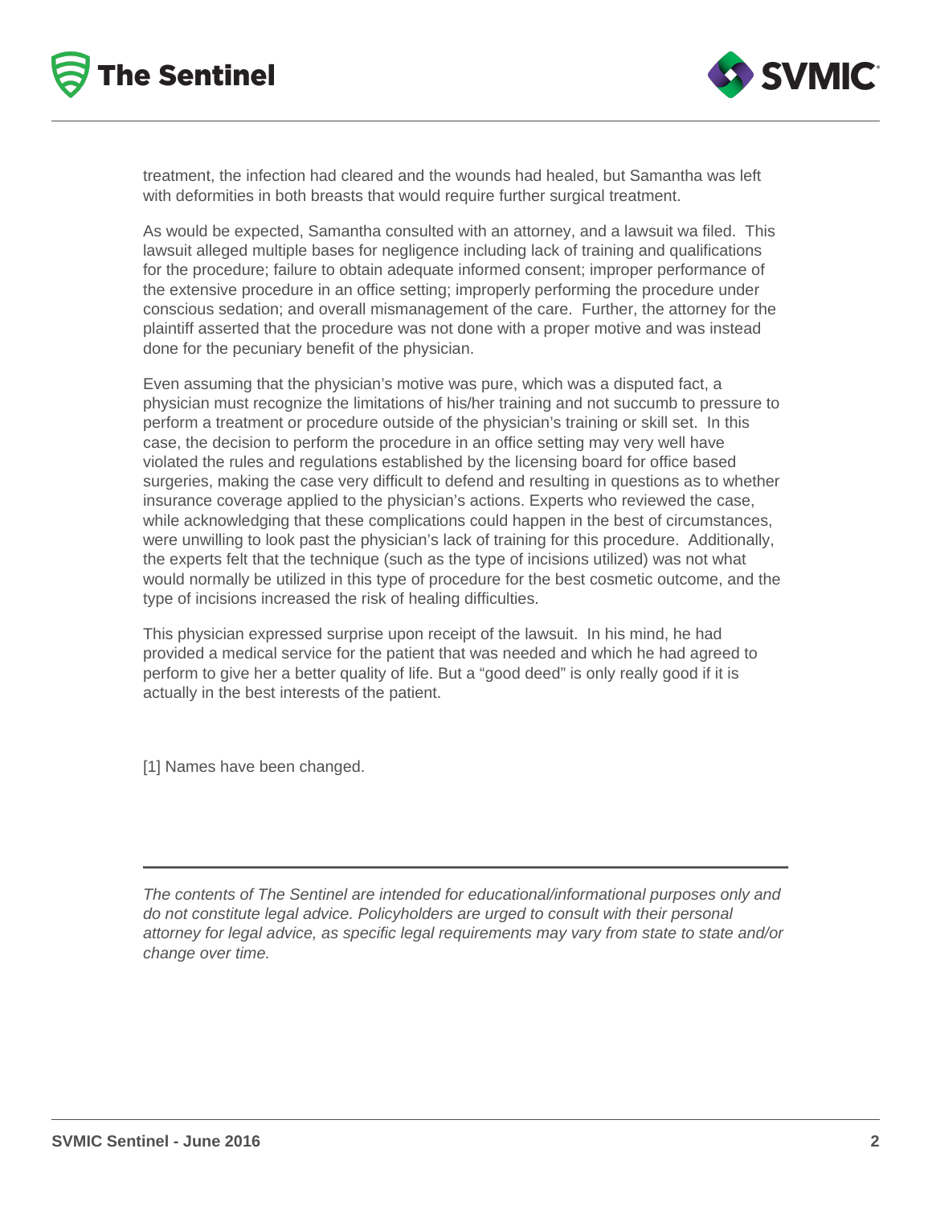treatment, the infection had cleared and the wounds had healed, but Samantha was left with deformities in both breasts that would require further surgical treatment.

As would be expected, Samantha consulted with an attorney, and a lawsuit wa filed. This lawsuit alleged multiple bases for negligence including lack of training and qualifications for the procedure; failure to obtain adequate informed consent; improper performance of the extensive procedure in an office setting; improperly performing the procedure under conscious sedation; and overall mismanagement of the care. Further, the attorney for the plaintiff asserted that the procedure was not done with a proper motive and was instead done for the pecuniary benefit of the physician.

Even assuming that the physician's motive was pure, which was a disputed fact, a physician must recognize the limitations of his/her training and not succumb to pressure to perform a treatment or procedure outside of the physician's training or skill set. In this case, the decision to perform the procedure in an office setting may very well have violated the rules and regulations established by the licensing board for office based surgeries, making the case very difficult to defend and resulting in questions as to whether insurance coverage applied to the physician's actions. Experts who reviewed the case, while acknowledging that these complications could happen in the best of circumstances, were unwilling to look past the physician's lack of training for this procedure. Additionally, the experts felt that the technique (such as the type of incisions utilized) was not what would normally be utilized in this type of procedure for the best cosmetic outcome, and the type of incisions increased the risk of healing difficulties.

This physician expressed surprise upon receipt of the lawsuit. In his mind, he had provided a medical service for the patient that was needed and which he had agreed to perform to give her a better quality of life. But a "good deed" is only really good if it is actually in the best interests of the patient.

[1] Names have been changed.

---

*The contents of The Sentinel are intended for educational/informational purposes only and do not constitute legal advice. Policyholders are urged to consult with their personal attorney for legal advice, as specific legal requirements may vary from state to state and/or change over time.*